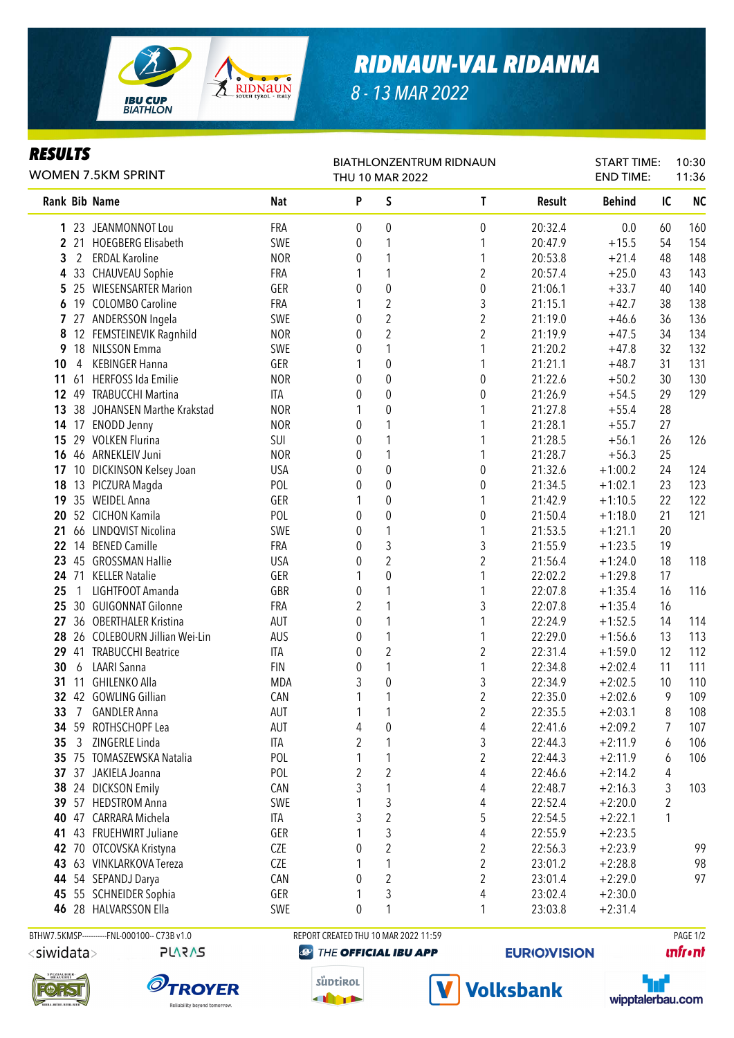# RIDNAUN-VAL RIDANNA

8 - 13 MAR 2022

## RESULTS

WOMEN 7.5KM SPRINT

BIATHLONZENTRUM RIDNAUN
THU 10 MAR 2022

START TIME: 10:30
END TIME: 11:36

| Rank | Bib | Name | Nat | P | S | T | Result | Behind | IC | NC |
|---|---|---|---|---|---|---|---|---|---|---|
| 1 | 23 | JEANMONNOT Lou | FRA | 0 | 0 | 0 | 20:32.4 | 0.0 | 60 | 160 |
| 2 | 21 | HOEGBERG Elisabeth | SWE | 0 | 1 | 1 | 20:47.9 | +15.5 | 54 | 154 |
| 3 | 2 | ERDAL Karoline | NOR | 0 | 1 | 1 | 20:53.8 | +21.4 | 48 | 148 |
| 4 | 33 | CHAUVEAU Sophie | FRA | 1 | 1 | 2 | 20:57.4 | +25.0 | 43 | 143 |
| 5 | 25 | WIESENSARTER Marion | GER | 0 | 0 | 0 | 21:06.1 | +33.7 | 40 | 140 |
| 6 | 19 | COLOMBO Caroline | FRA | 1 | 2 | 3 | 21:15.1 | +42.7 | 38 | 138 |
| 7 | 27 | ANDERSSON Ingela | SWE | 0 | 2 | 2 | 21:19.0 | +46.6 | 36 | 136 |
| 8 | 12 | FEMSTEINEVIK Ragnhild | NOR | 0 | 2 | 2 | 21:19.9 | +47.5 | 34 | 134 |
| 9 | 18 | NILSSON Emma | SWE | 0 | 1 | 1 | 21:20.2 | +47.8 | 32 | 132 |
| 10 | 4 | KEBINGER Hanna | GER | 1 | 0 | 1 | 21:21.1 | +48.7 | 31 | 131 |
| 11 | 61 | HERFOSS Ida Emilie | NOR | 0 | 0 | 0 | 21:22.6 | +50.2 | 30 | 130 |
| 12 | 49 | TRABUCCHI Martina | ITA | 0 | 0 | 0 | 21:26.9 | +54.5 | 29 | 129 |
| 13 | 38 | JOHANSEN Marthe Krakstad | NOR | 1 | 0 | 1 | 21:27.8 | +55.4 | 28 | |
| 14 | 17 | ENODD Jenny | NOR | 0 | 1 | 1 | 21:28.1 | +55.7 | 27 | |
| 15 | 29 | VOLKEN Flurina | SUI | 0 | 1 | 1 | 21:28.5 | +56.1 | 26 | 126 |
| 16 | 46 | ARNEKLEIV Juni | NOR | 0 | 1 | 1 | 21:28.7 | +56.3 | 25 | |
| 17 | 10 | DICKINSON Kelsey Joan | USA | 0 | 0 | 0 | 21:32.6 | +1:00.2 | 24 | 124 |
| 18 | 13 | PICZURA Magda | POL | 0 | 0 | 0 | 21:34.5 | +1:02.1 | 23 | 123 |
| 19 | 35 | WEIDEL Anna | GER | 1 | 0 | 1 | 21:42.9 | +1:10.5 | 22 | 122 |
| 20 | 52 | CICHON Kamila | POL | 0 | 0 | 0 | 21:50.4 | +1:18.0 | 21 | 121 |
| 21 | 66 | LINDQVIST Nicolina | SWE | 0 | 1 | 1 | 21:53.5 | +1:21.1 | 20 | |
| 22 | 14 | BENED Camille | FRA | 0 | 3 | 3 | 21:55.9 | +1:23.5 | 19 | |
| 23 | 45 | GROSSMAN Hallie | USA | 0 | 2 | 2 | 21:56.4 | +1:24.0 | 18 | 118 |
| 24 | 71 | KELLER Natalie | GER | 1 | 0 | 1 | 22:02.2 | +1:29.8 | 17 | |
| 25 | 1 | LIGHTFOOT Amanda | GBR | 0 | 1 | 1 | 22:07.8 | +1:35.4 | 16 | 116 |
| 25 | 30 | GUIGONNAT Gilonne | FRA | 2 | 1 | 3 | 22:07.8 | +1:35.4 | 16 | |
| 27 | 36 | OBERTHALER Kristina | AUT | 0 | 1 | 1 | 22:24.9 | +1:52.5 | 14 | 114 |
| 28 | 26 | COLEBOURN Jillian Wei-Lin | AUS | 0 | 1 | 1 | 22:29.0 | +1:56.6 | 13 | 113 |
| 29 | 41 | TRABUCCHI Beatrice | ITA | 0 | 2 | 2 | 22:31.4 | +1:59.0 | 12 | 112 |
| 30 | 6 | LAARI Sanna | FIN | 0 | 1 | 1 | 22:34.8 | +2:02.4 | 11 | 111 |
| 31 | 11 | GHILENKO Alla | MDA | 3 | 0 | 3 | 22:34.9 | +2:02.5 | 10 | 110 |
| 32 | 42 | GOWLING Gillian | CAN | 1 | 1 | 2 | 22:35.0 | +2:02.6 | 9 | 109 |
| 33 | 7 | GANDLER Anna | AUT | 1 | 1 | 2 | 22:35.5 | +2:03.1 | 8 | 108 |
| 34 | 59 | ROTHSCHOPF Lea | AUT | 4 | 0 | 4 | 22:41.6 | +2:09.2 | 7 | 107 |
| 35 | 3 | ZINGERLE Linda | ITA | 2 | 1 | 3 | 22:44.3 | +2:11.9 | 6 | 106 |
| 35 | 75 | TOMASZEWSKA Natalia | POL | 1 | 1 | 2 | 22:44.3 | +2:11.9 | 6 | 106 |
| 37 | 37 | JAKIELA Joanna | POL | 2 | 2 | 4 | 22:46.6 | +2:14.2 | 4 | |
| 38 | 24 | DICKSON Emily | CAN | 3 | 1 | 4 | 22:48.7 | +2:16.3 | 3 | 103 |
| 39 | 57 | HEDSTROM Anna | SWE | 1 | 3 | 4 | 22:52.4 | +2:20.0 | 2 | |
| 40 | 47 | CARRARA Michela | ITA | 3 | 2 | 5 | 22:54.5 | +2:22.1 | 1 | |
| 41 | 43 | FRUEHWIRT Juliane | GER | 1 | 3 | 4 | 22:55.9 | +2:23.5 | | |
| 42 | 70 | OTCOVSKA Kristyna | CZE | 0 | 2 | 2 | 22:56.3 | +2:23.9 | | 99 |
| 43 | 63 | VINKLARKOVA Tereza | CZE | 1 | 1 | 2 | 23:01.2 | +2:28.8 | | 98 |
| 44 | 54 | SEPANDJ Darya | CAN | 0 | 2 | 2 | 23:01.4 | +2:29.0 | | 97 |
| 45 | 55 | SCHNEIDER Sophia | GER | 1 | 3 | 4 | 23:02.4 | +2:30.0 | | |
| 46 | 28 | HALVARSSON Ella | SWE | 0 | 1 | 1 | 23:03.8 | +2:31.4 | | |

BTHW7.5KMSP----------FNL-000100-- C73B v1.0 REPORT CREATED THU 10 MAR 2022 11:59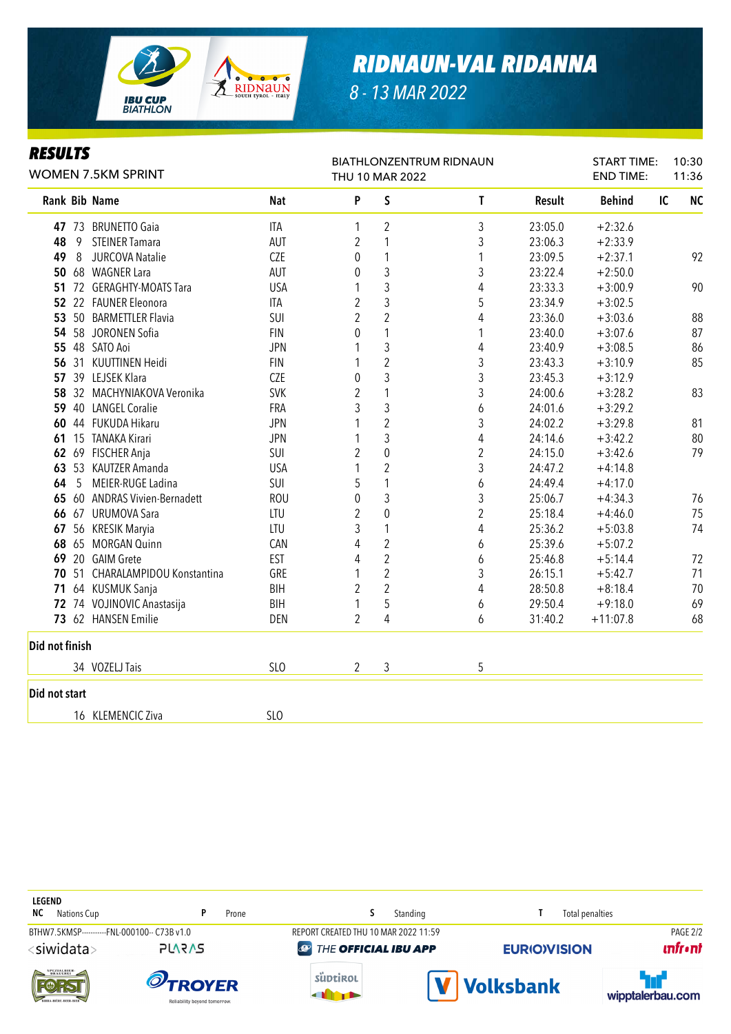# RIDNAUN-VAL RIDANNA

8 - 13 MAR 2022

## RESULTS

WOMEN 7.5KM SPRINT

BIATHLONZENTRUM RIDNAUN
THU 10 MAR 2022

START TIME: 10:30
END TIME: 11:36

| Rank | Bib | Name | Nat | P | S | T | Result | Behind | IC | NC |
|---|---|---|---|---|---|---|---|---|---|---|
| 47 | 73 | BRUNETTO Gaia | ITA | 1 | 2 | 3 | 23:05.0 | +2:32.6 | | |
| 48 | 9 | STEINER Tamara | AUT | 2 | 1 | 3 | 23:06.3 | +2:33.9 | | |
| 49 | 8 | JURCOVA Natalie | CZE | 0 | 1 | 1 | 23:09.5 | +2:37.1 | | 92 |
| 50 | 68 | WAGNER Lara | AUT | 0 | 3 | 3 | 23:22.4 | +2:50.0 | | |
| 51 | 72 | GERAGHTY-MOATS Tara | USA | 1 | 3 | 4 | 23:33.3 | +3:00.9 | | 90 |
| 52 | 22 | FAUNER Eleonora | ITA | 2 | 3 | 5 | 23:34.9 | +3:02.5 | | |
| 53 | 50 | BARMETTLER Flavia | SUI | 2 | 2 | 4 | 23:36.0 | +3:03.6 | | 88 |
| 54 | 58 | JORONEN Sofia | FIN | 0 | 1 | 1 | 23:40.0 | +3:07.6 | | 87 |
| 55 | 48 | SATO Aoi | JPN | 1 | 3 | 4 | 23:40.9 | +3:08.5 | | 86 |
| 56 | 31 | KUUTTINEN Heidi | FIN | 1 | 2 | 3 | 23:43.3 | +3:10.9 | | 85 |
| 57 | 39 | LEJSEK Klara | CZE | 0 | 3 | 3 | 23:45.3 | +3:12.9 | | |
| 58 | 32 | MACHYNIAKOVA Veronika | SVK | 2 | 1 | 3 | 24:00.6 | +3:28.2 | | 83 |
| 59 | 40 | LANGEL Coralie | FRA | 3 | 3 | 6 | 24:01.6 | +3:29.2 | | |
| 60 | 44 | FUKUDA Hikaru | JPN | 1 | 2 | 3 | 24:02.2 | +3:29.8 | | 81 |
| 61 | 15 | TANAKA Kirari | JPN | 1 | 3 | 4 | 24:14.6 | +3:42.2 | | 80 |
| 62 | 69 | FISCHER Anja | SUI | 2 | 0 | 2 | 24:15.0 | +3:42.6 | | 79 |
| 63 | 53 | KAUTZER Amanda | USA | 1 | 2 | 3 | 24:47.2 | +4:14.8 | | |
| 64 | 5 | MEIER-RUGE Ladina | SUI | 5 | 1 | 6 | 24:49.4 | +4:17.0 | | |
| 65 | 60 | ANDRAS Vivien-Bernadett | ROU | 0 | 3 | 3 | 25:06.7 | +4:34.3 | | 76 |
| 66 | 67 | URUMOVA Sara | LTU | 2 | 0 | 2 | 25:18.4 | +4:46.0 | | 75 |
| 67 | 56 | KRESIK Maryia | LTU | 3 | 1 | 4 | 25:36.2 | +5:03.8 | | 74 |
| 68 | 65 | MORGAN Quinn | CAN | 4 | 2 | 6 | 25:39.6 | +5:07.2 | | |
| 69 | 20 | GAIM Grete | EST | 4 | 2 | 6 | 25:46.8 | +5:14.4 | | 72 |
| 70 | 51 | CHARALAMPIDOU Konstantina | GRE | 1 | 2 | 3 | 26:15.1 | +5:42.7 | | 71 |
| 71 | 64 | KUSMUK Sanja | BIH | 2 | 2 | 4 | 28:50.8 | +8:18.4 | | 70 |
| 72 | 74 | VOJINOVIC Anastasija | BIH | 1 | 5 | 6 | 29:50.4 | +9:18.0 | | 69 |
| 73 | 62 | HANSEN Emilie | DEN | 2 | 4 | 6 | 31:40.2 | +11:07.8 | | 68 |

**Did not finish**

| Rank | Bib | Name | Nat | P | S | T | Result | Behind | IC | NC |
|---|---|---|---|---|---|---|---|---|---|---|
| | 34 | VOZELJ Tais | SLO | 2 | 3 | 5 | | | | |

**Did not start**

| Rank | Bib | Name | Nat | P | S | T | Result | Behind | IC | NC |
|---|---|---|---|---|---|---|---|---|---|---|
| | 16 | KLEMENCIC Ziva | SLO | | | | | | | |

LEGEND
NC Nations Cup    P Prone    S Standing    T Total penalties

BTHW7.5KMSP----------FNL-000100-- C73B v1.0    REPORT CREATED THU 10 MAR 2022 11:59